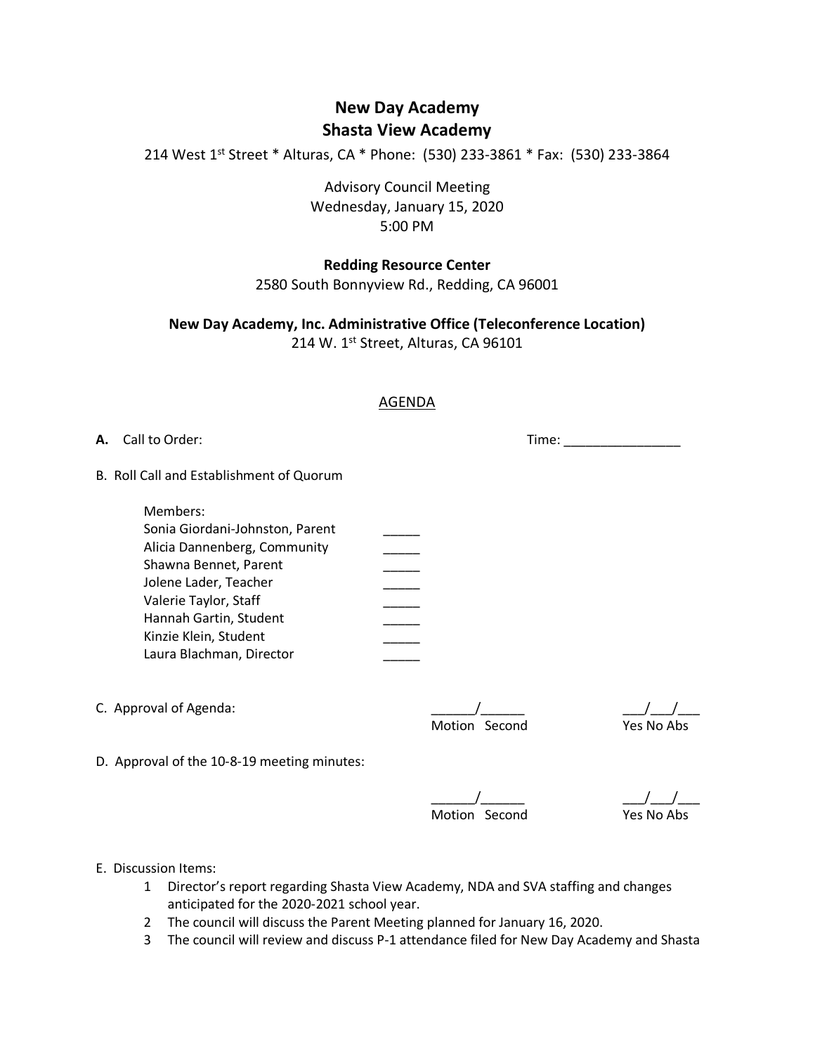# New Day Academy
# Shasta View Academy

214 West 1st Street * Alturas, CA * Phone: (530) 233-3861 * Fax: (530) 233-3864

Advisory Council Meeting
Wednesday, January 15, 2020
5:00 PM

**Redding Resource Center**
2580 South Bonnyview Rd., Redding, CA 96001

**New Day Academy, Inc. Administrative Office (Teleconference Location)**
214 W. 1st Street, Alturas, CA 96101

## AGENDA

**A.** Call to Order: Time: ________________

B. Roll Call and Establishment of Quorum

Members:
Sonia Giordani-Johnston, Parent _____
Alicia Dannenberg, Community _____
Shawna Bennet, Parent _____
Jolene Lader, Teacher _____
Valerie Taylor, Staff _____
Hannah Gartin, Student _____
Kinzie Klein, Student _____
Laura Blachman, Director _____

C. Approval of Agenda: ______/______ (Motion / Second) ___/___/___ (Yes / No / Abs)

D. Approval of the 10-8-19 meeting minutes: ______/______ (Motion / Second) ___/___/___ (Yes / No / Abs)

E. Discussion Items:

1. Director's report regarding Shasta View Academy, NDA and SVA staffing and changes anticipated for the 2020-2021 school year.
2. The council will discuss the Parent Meeting planned for January 16, 2020.
3. The council will review and discuss P-1 attendance filed for New Day Academy and Shasta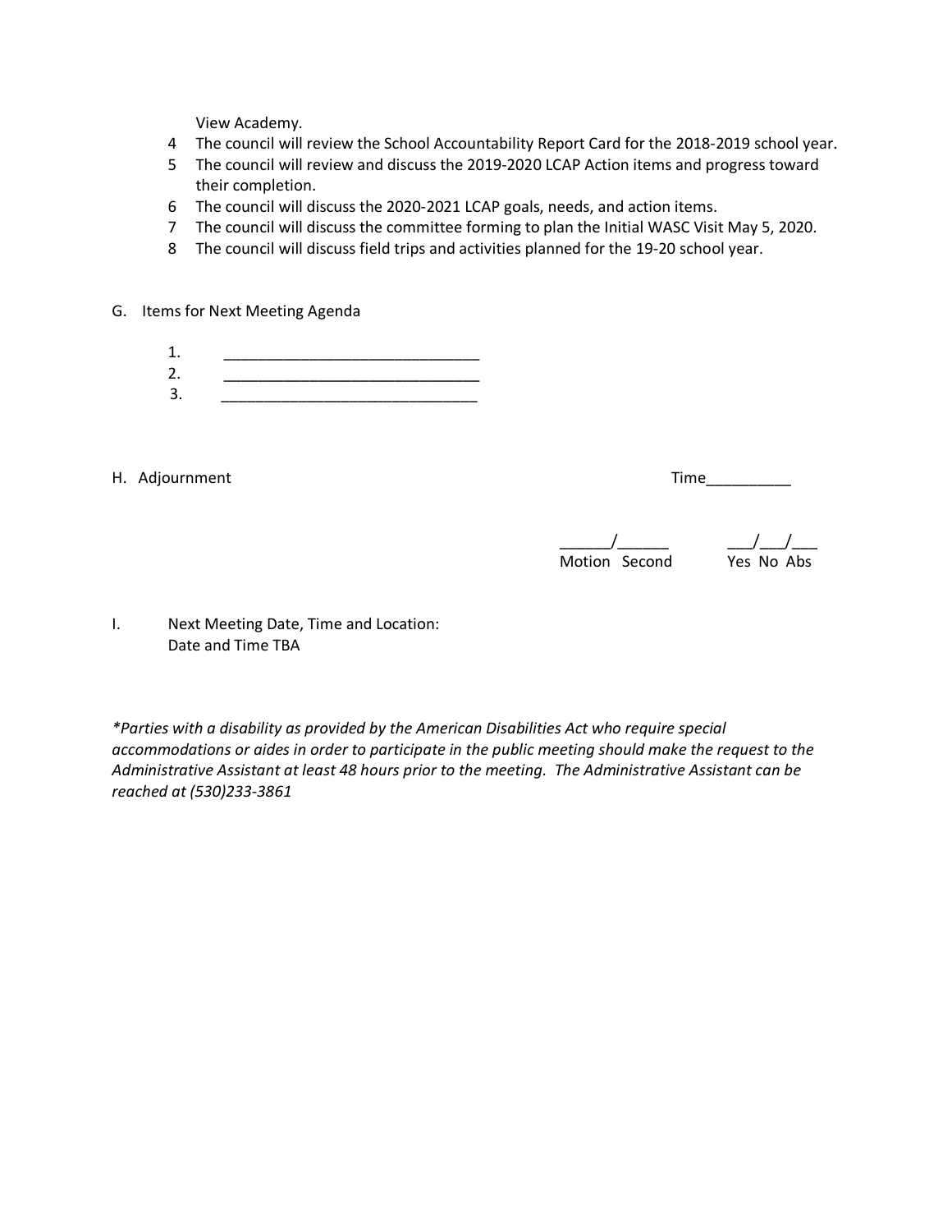View Academy.

4 The council will review the School Accountability Report Card for the 2018-2019 school year.
5 The council will review and discuss the 2019-2020 LCAP Action items and progress toward their completion.
6 The council will discuss the 2020-2021 LCAP goals, needs, and action items.
7 The council will discuss the committee forming to plan the Initial WASC Visit May 5, 2020.
8 The council will discuss field trips and activities planned for the 19-20 school year.

G. Items for Next Meeting Agenda

1. _______________________________
2. _______________________________
3. _______________________________

H. Adjournment Time__________

______/______ Motion Second

___/___/___ Yes No Abs

I. Next Meeting Date, Time and Location:
Date and Time TBA

*\*Parties with a disability as provided by the American Disabilities Act who require special accommodations or aides in order to participate in the public meeting should make the request to the Administrative Assistant at least 48 hours prior to the meeting. The Administrative Assistant can be reached at (530)233-3861*